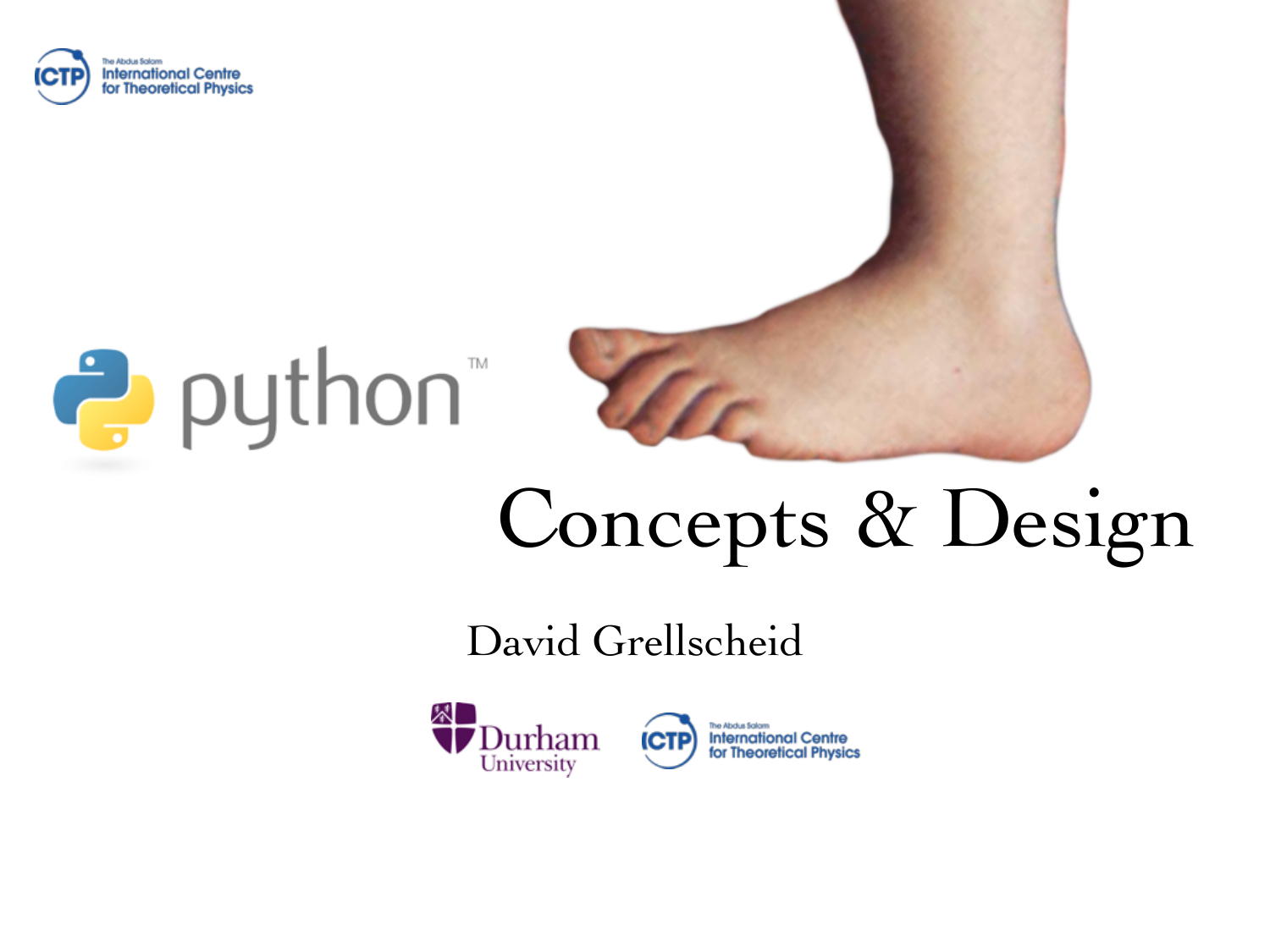# python™ Concepts & Design

David Grellscheid

Durham University

The Abdus Salam International Centre for Theoretical Physics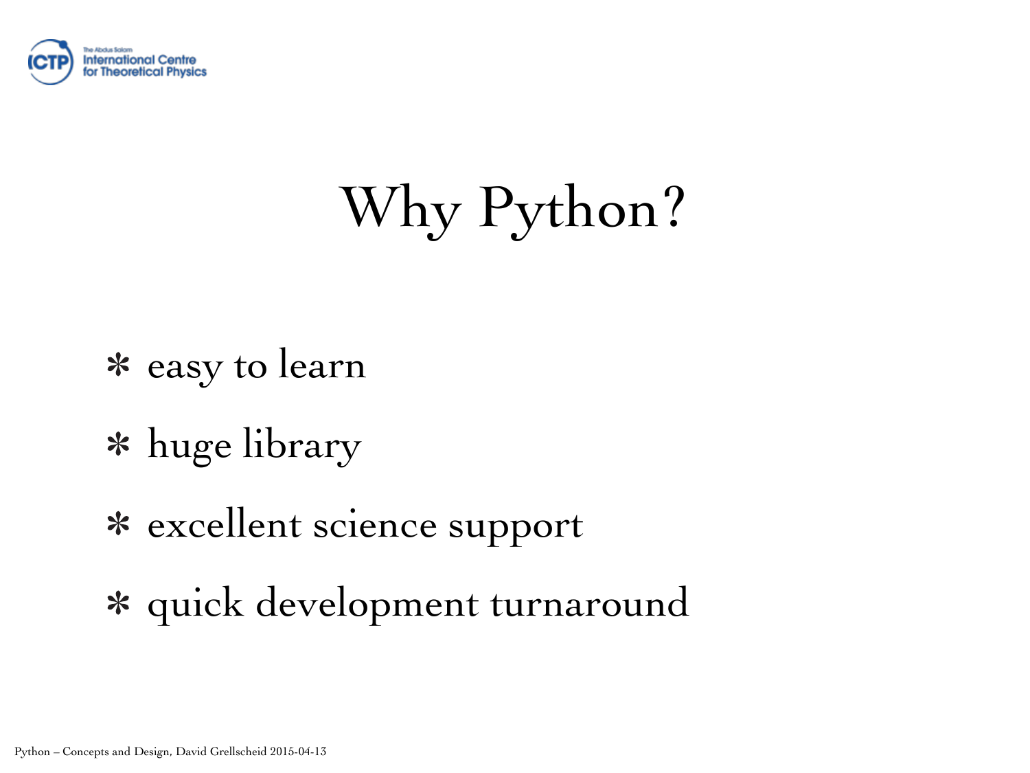# Why Python?

- easy to learn
- huge library
- excellent science support
- quick development turnaround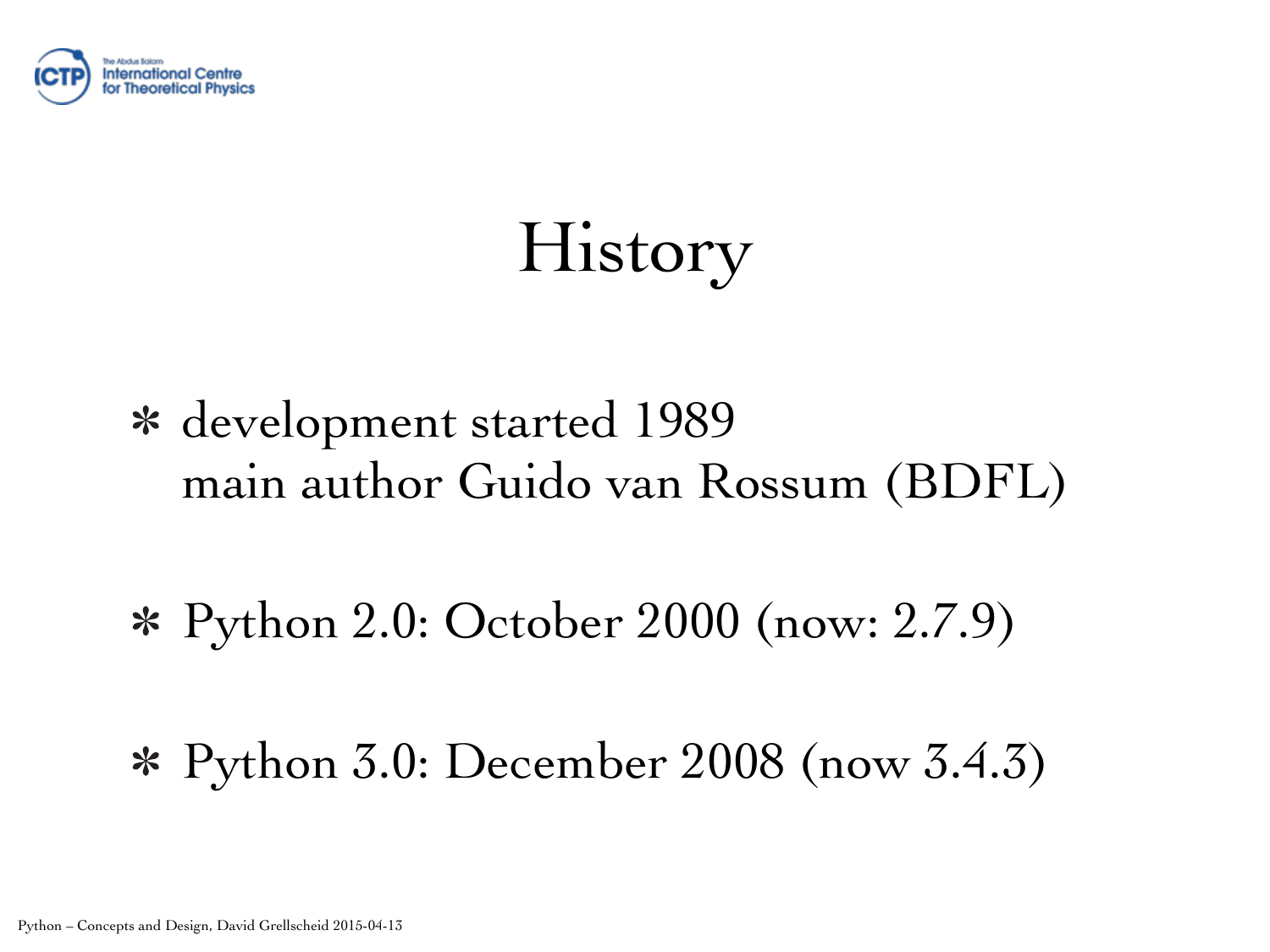# History

- development started 1989
  main author Guido van Rossum (BDFL)

- Python 2.0: October 2000 (now: 2.7.9)

- Python 3.0: December 2008 (now 3.4.3)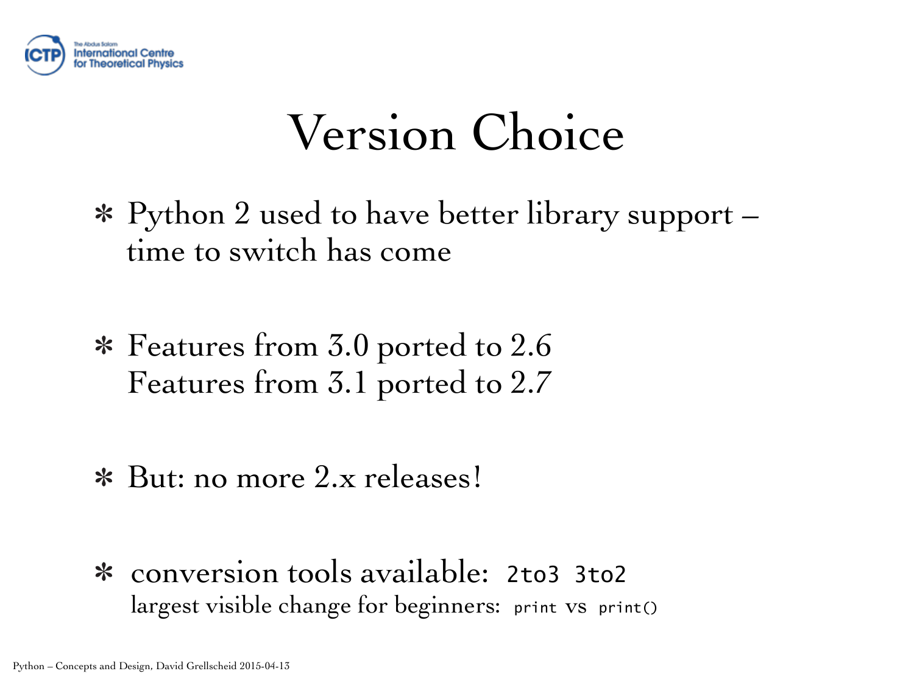# Version Choice

- Python 2 used to have better library support – time to switch has come
- Features from 3.0 ported to 2.6
  Features from 3.1 ported to 2.7
- But: no more 2.x releases!
- conversion tools available: `2to3` `3to2`
  largest visible change for beginners: `print` vs `print()`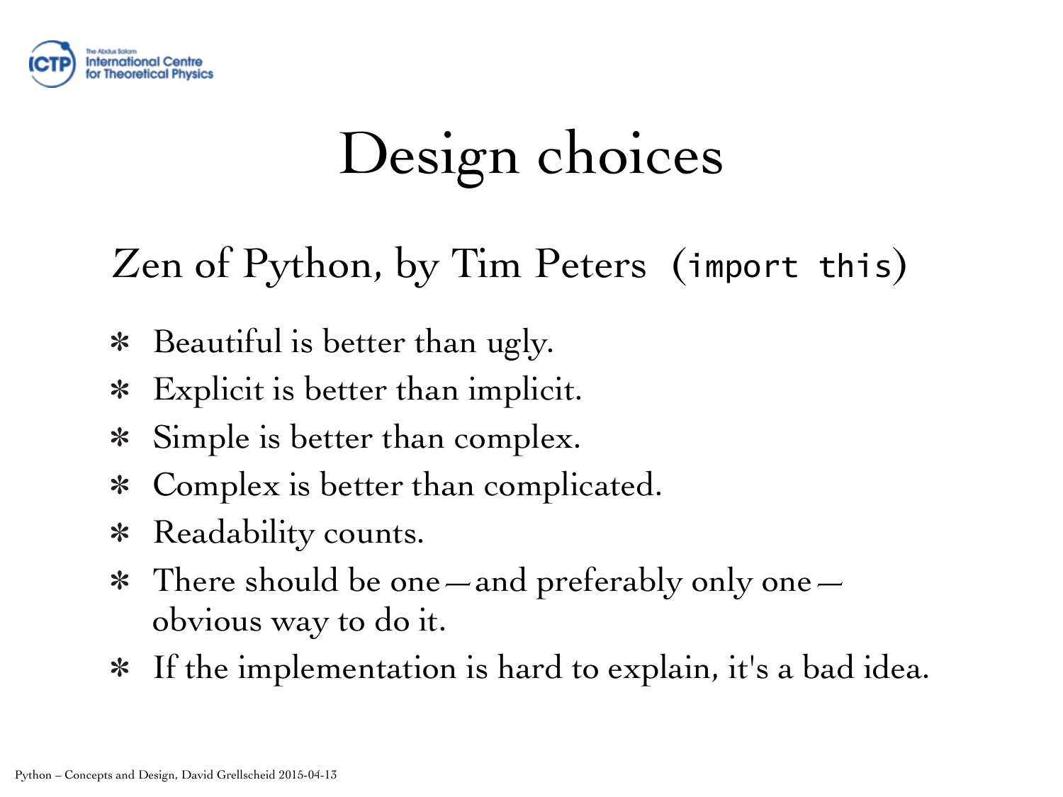# Design choices

## Zen of Python, by Tim Peters (`import this`)

* Beautiful is better than ugly.
* Explicit is better than implicit.
* Simple is better than complex.
* Complex is better than complicated.
* Readability counts.
* There should be one—and preferably only one—obvious way to do it.
* If the implementation is hard to explain, it's a bad idea.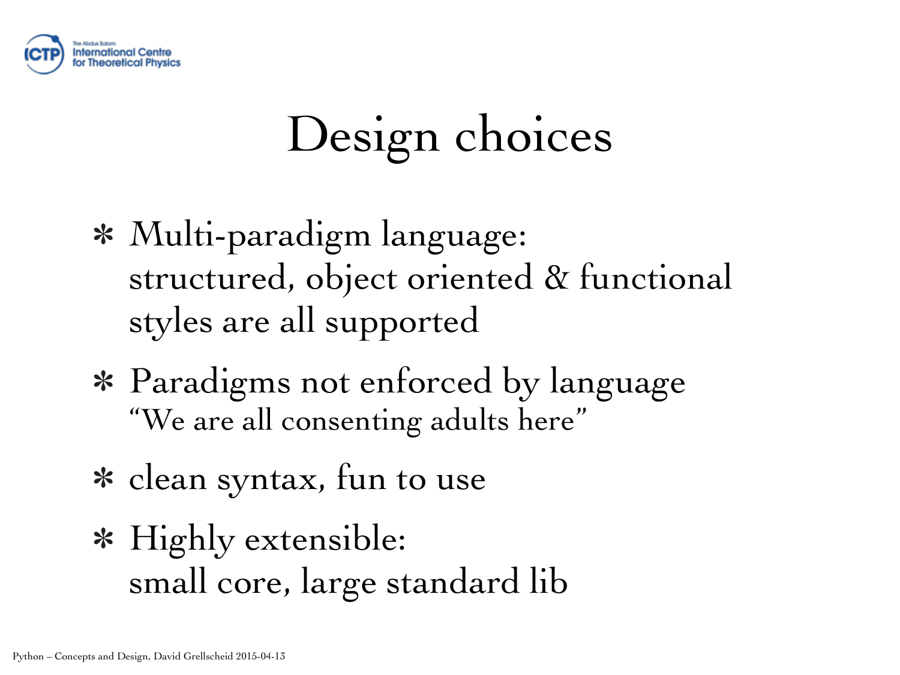# Design choices

- Multi-paradigm language:
  structured, object oriented & functional styles are all supported
- Paradigms not enforced by language
  "We are all consenting adults here"
- clean syntax, fun to use
- Highly extensible:
  small core, large standard lib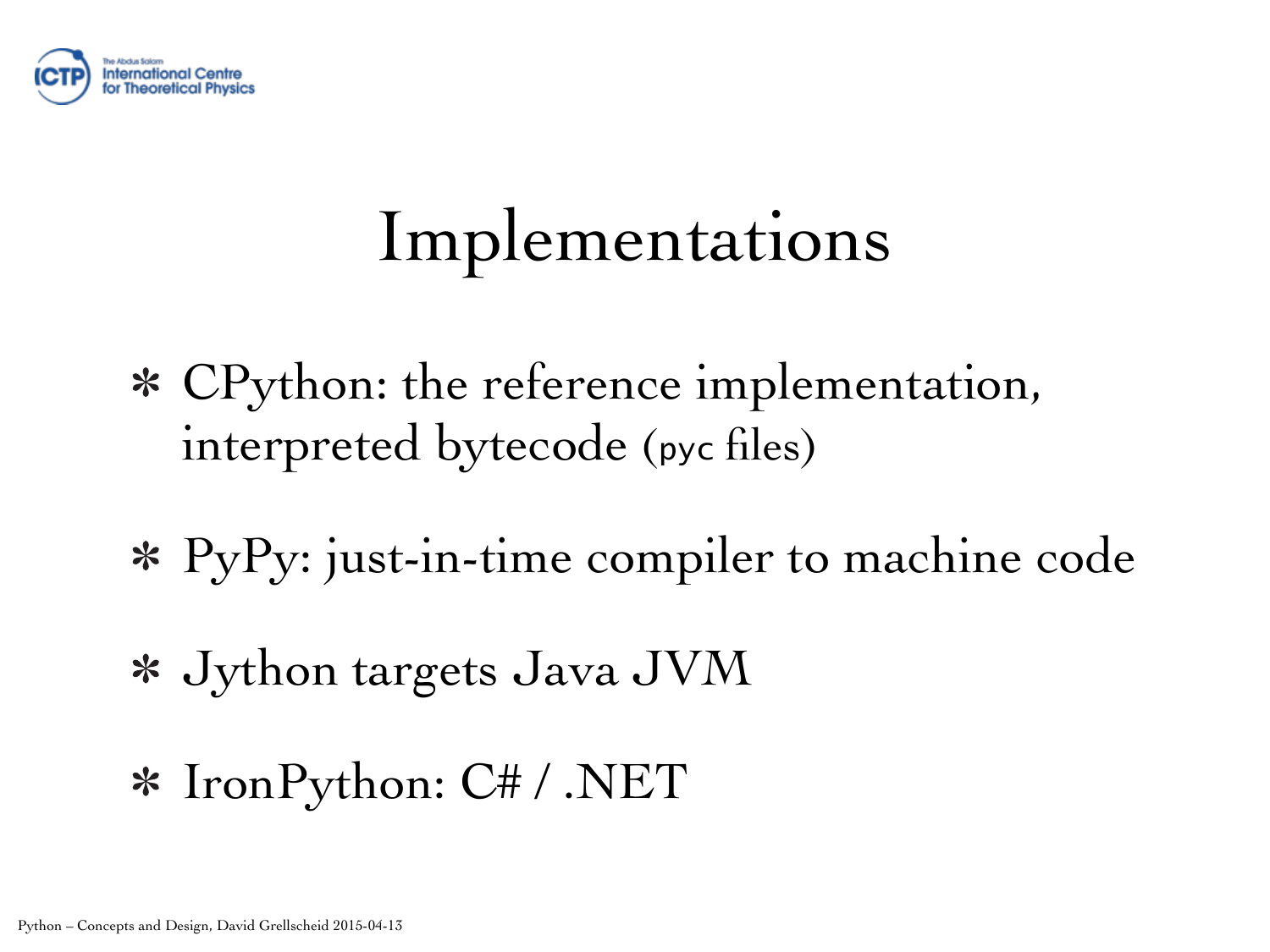# Implementations

- CPython: the reference implementation, interpreted bytecode (pyc files)
- PyPy: just-in-time compiler to machine code
- Jython targets Java JVM
- IronPython: C# / .NET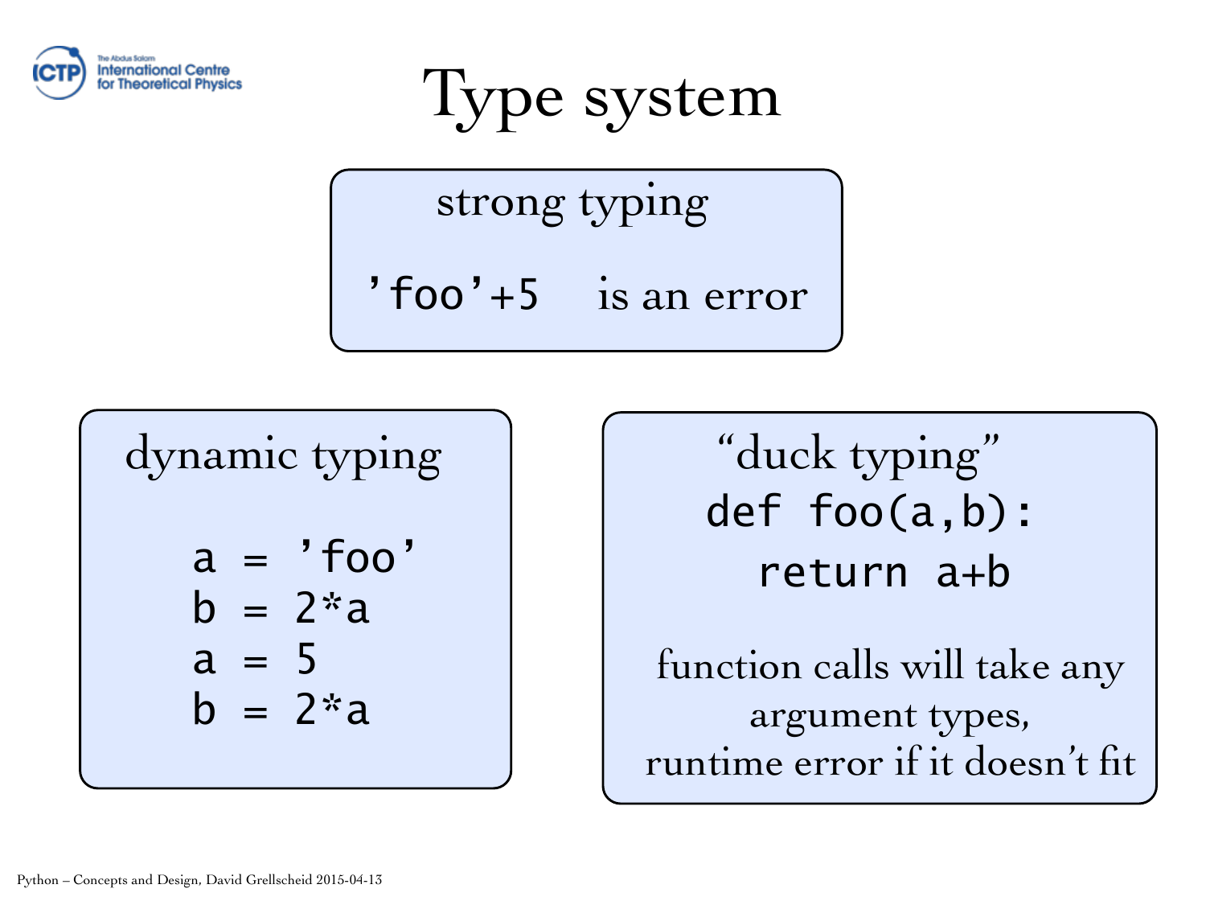# Type system

## strong typing

`'foo'+5` is an error

## dynamic typing

```
a = 'foo'
b = 2*a
a = 5
b = 2*a
```

## "duck typing"

```
def foo(a,b):
  return a+b
```

function calls will take any argument types, runtime error if it doesn't fit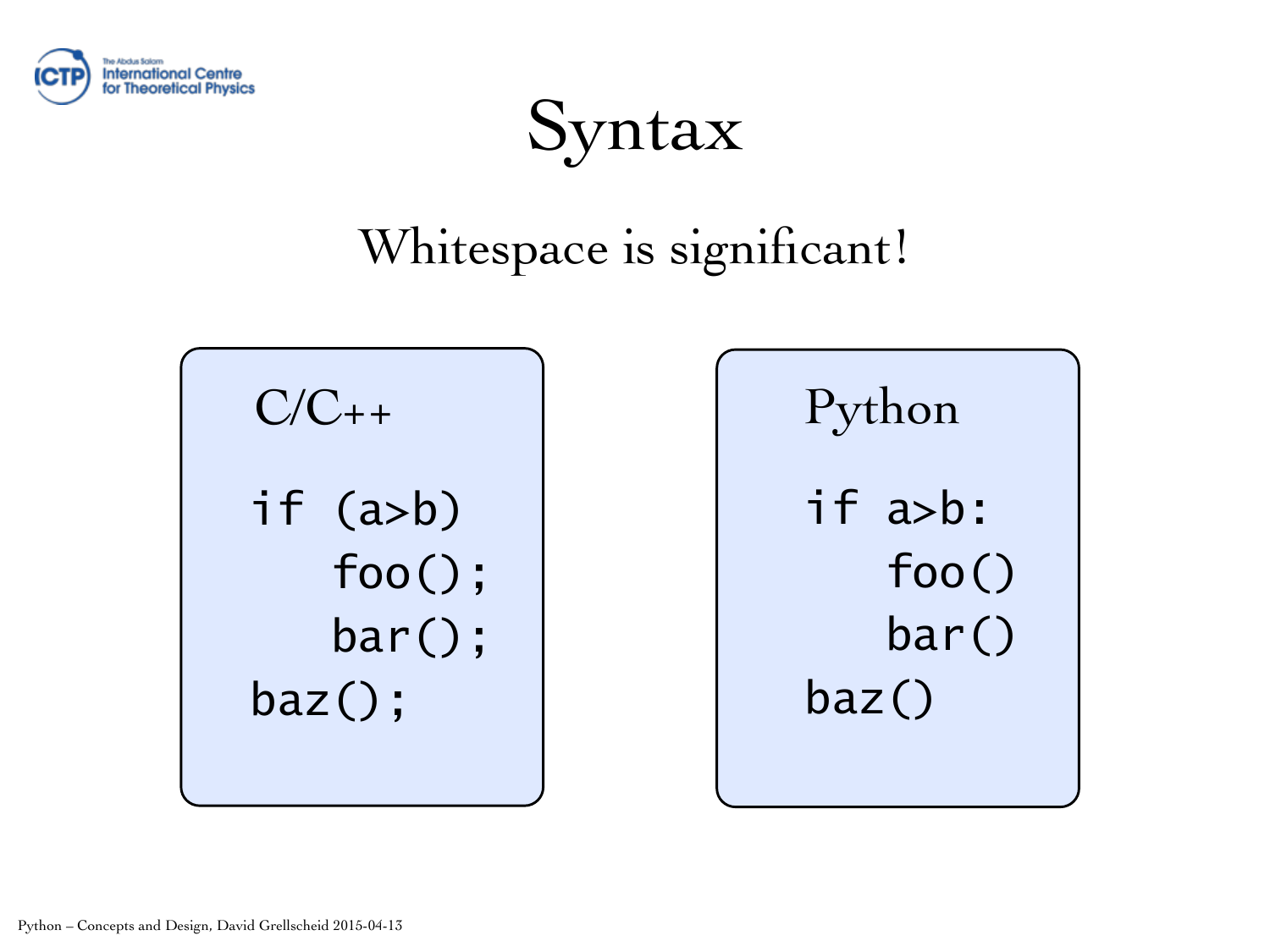# Syntax

## Whitespace is significant!

C/C++

```
if (a>b)
   foo();
   bar();
baz();
```

Python

```
if a>b:
   foo()
   bar()
baz()
```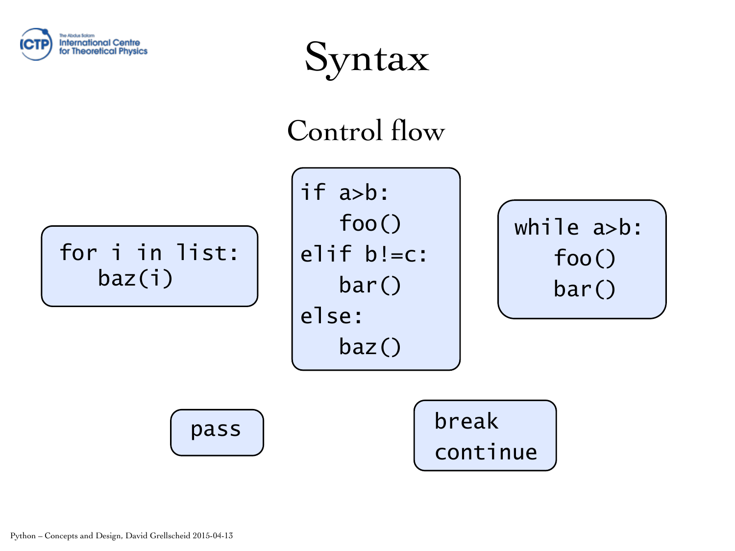# Syntax

## Control flow

```
for i in list:
    baz(i)
```

```
if a>b:
    foo()
elif b!=c:
    bar()
else:
    baz()
```

```
while a>b:
    foo()
    bar()
```

```
pass
```

```
break
continue
```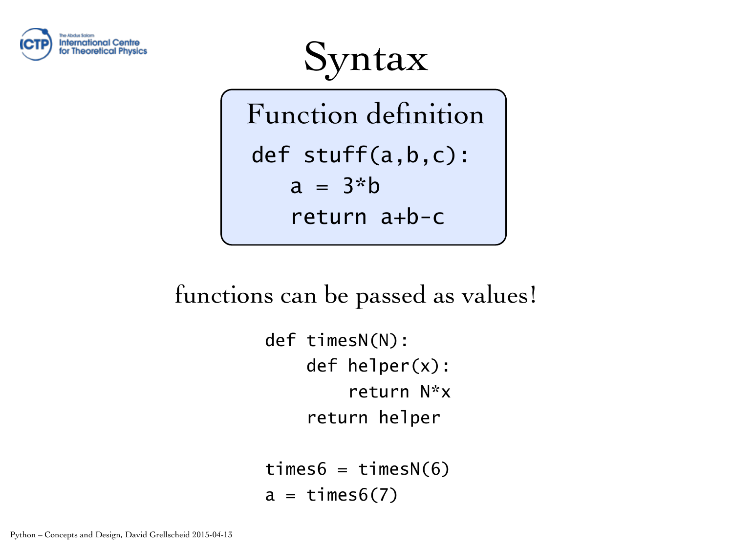# Syntax

**Function definition**

```
def stuff(a,b,c):
    a = 3*b
    return a+b-c
```

functions can be passed as values!

```
def timesN(N):
    def helper(x):
        return N*x
    return helper

times6 = timesN(6)
a = times6(7)
```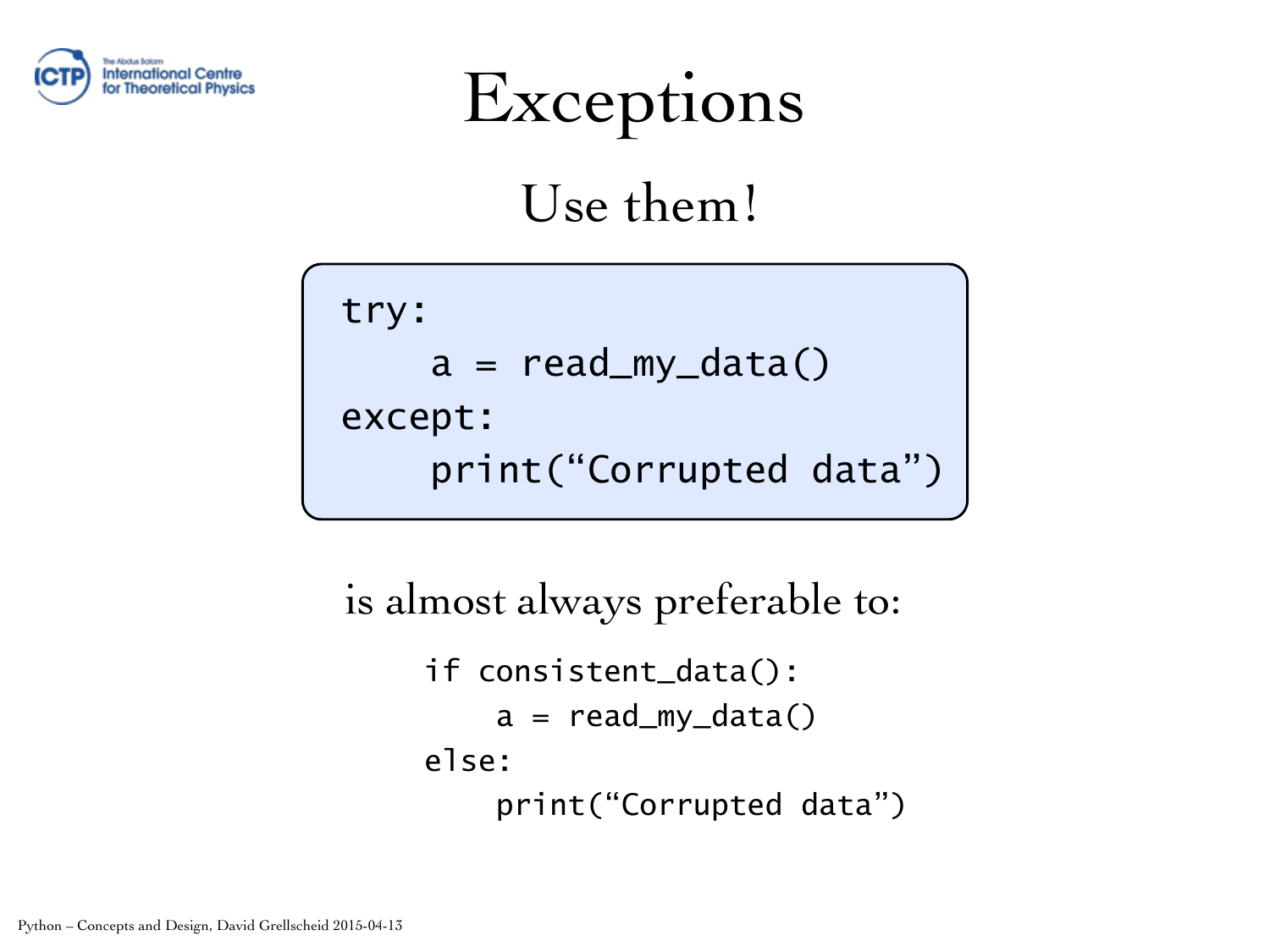# Exceptions

## Use them!

```
try:
    a = read_my_data()
except:
    print(“Corrupted data”)
```

is almost always preferable to:

```
if consistent_data():
    a = read_my_data()
else:
    print(“Corrupted data”)
```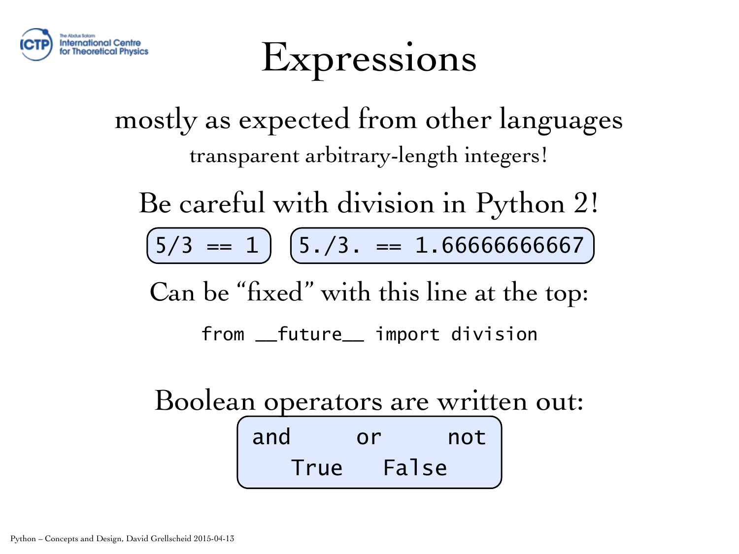# Expressions

mostly as expected from other languages

transparent arbitrary-length integers!

Be careful with division in Python 2!

```
5/3 == 1
```

```
5./3. == 1.66666666667
```

Can be “fixed” with this line at the top:

```
from __future__ import division
```

Boolean operators are written out:

```
and      or      not
   True    False
```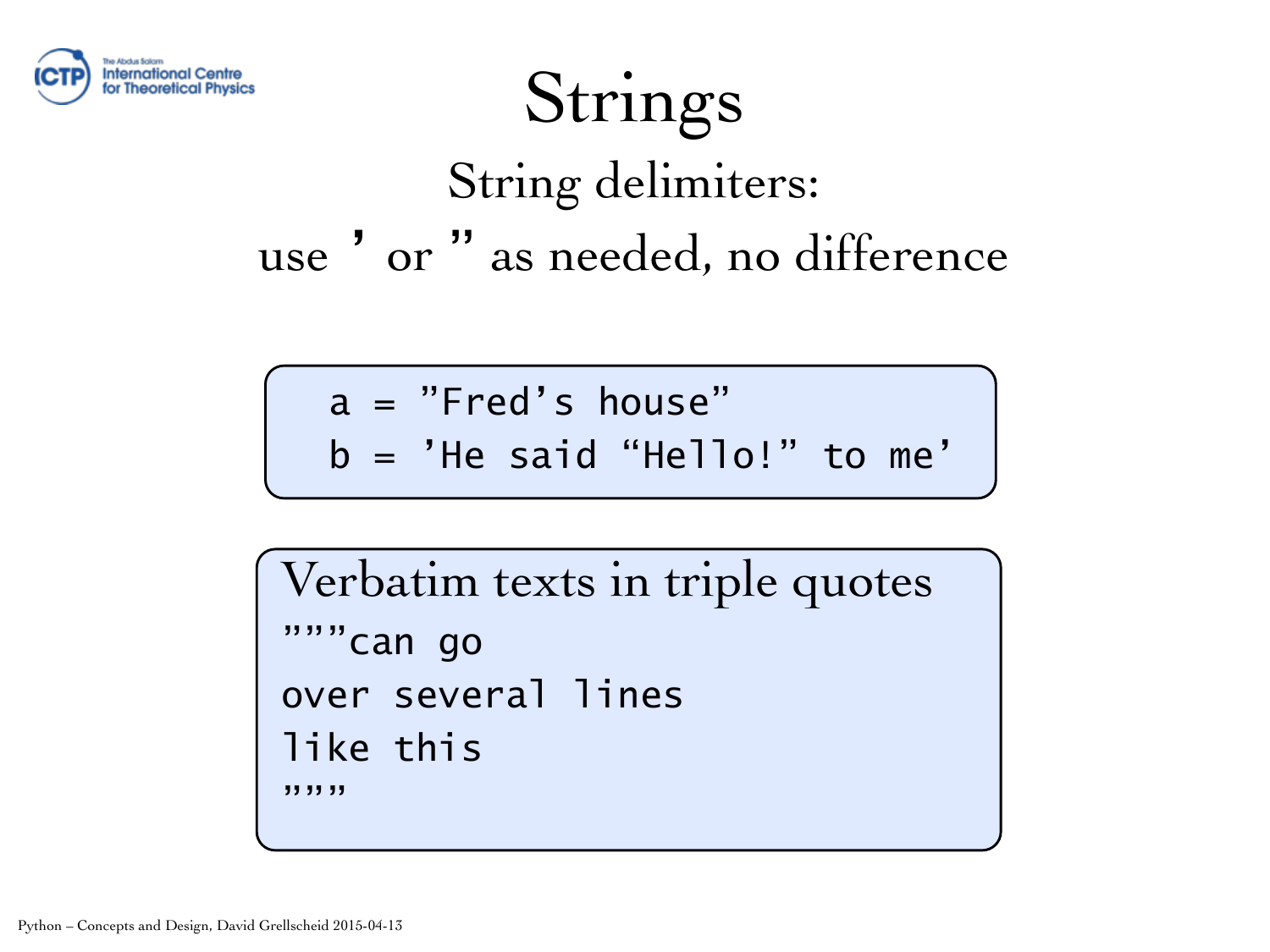# Strings

String delimiters:

use ' or " as needed, no difference

```
a = "Fred's house"
b = 'He said "Hello!" to me'
```

Verbatim texts in triple quotes

```
"""can go
over several lines
like this
"""
```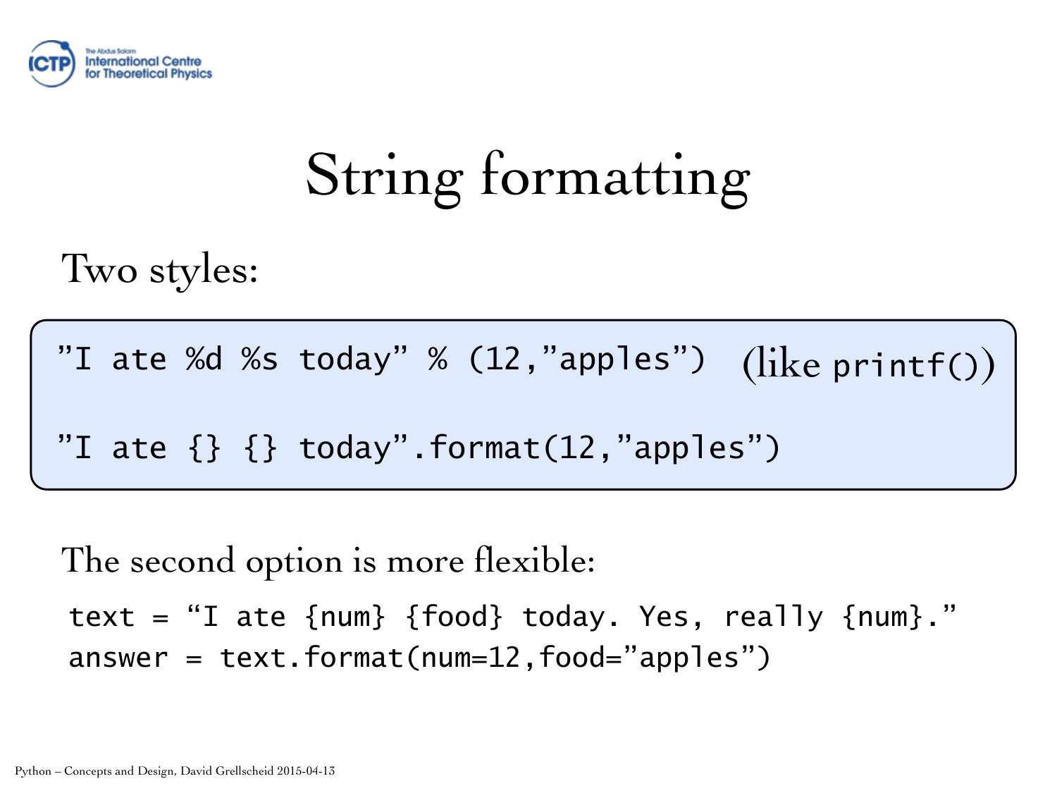# String formatting

Two styles:

```
"I ate %d %s today" % (12,"apples")
```

(like `printf()`)

```
"I ate {} {} today".format(12,"apples")
```

The second option is more flexible:

```
text = "I ate {num} {food} today. Yes, really {num}."
answer = text.format(num=12,food="apples")
```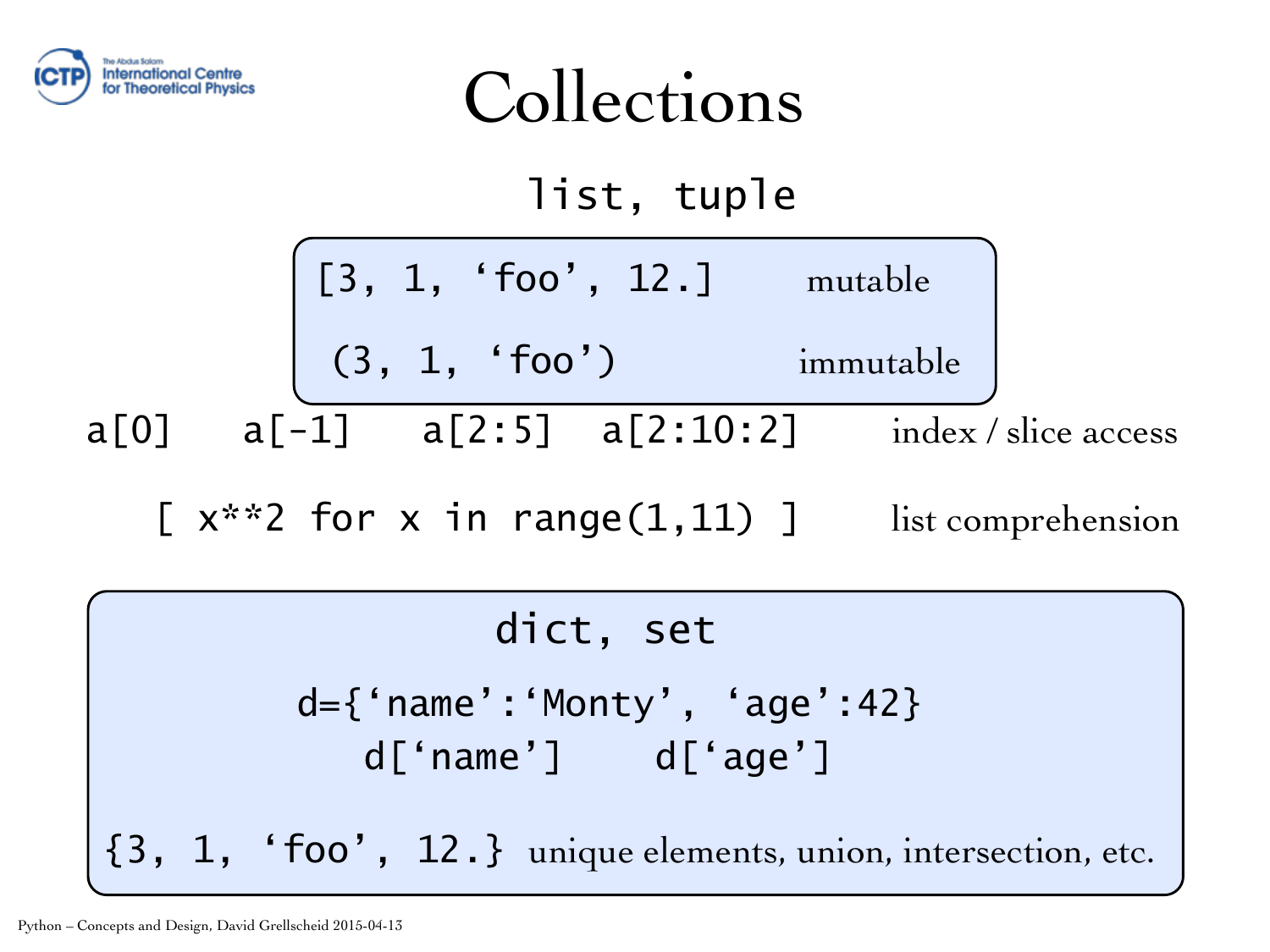# Collections

## list, tuple

```
[3, 1, ‘foo’, 12.]
```
mutable

```
(3, 1, ‘foo’)
```
immutable

```
a[0]    a[-1]    a[2:5]    a[2:10:2]
```
index / slice access

```
[ x**2 for x in range(1,11) ]
```
list comprehension

## dict, set

```
d={‘name’:‘Monty’, ‘age’:42}
d[‘name’]    d[‘age’]
```

```
{3, 1, ‘foo’, 12.}
```
unique elements, union, intersection, etc.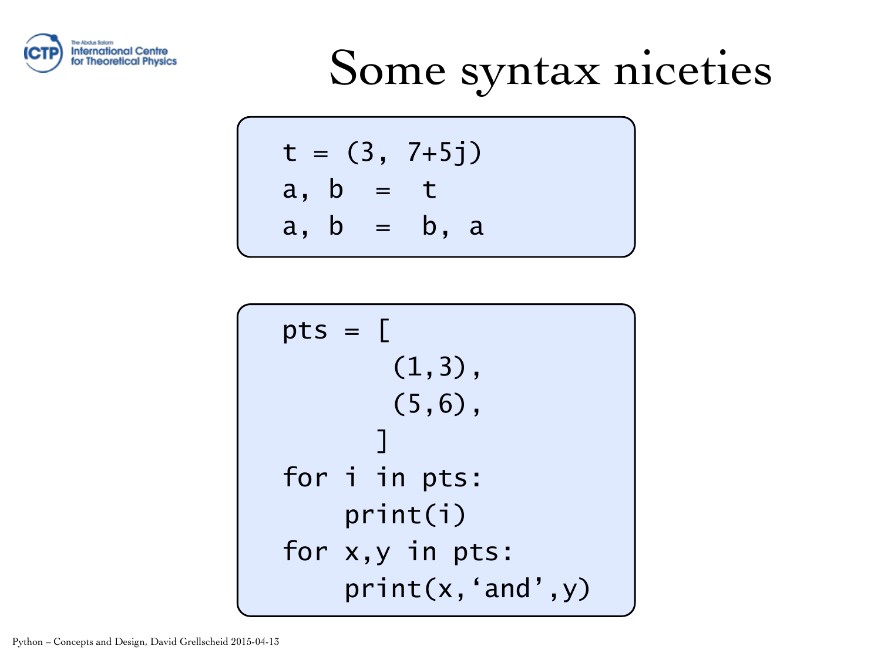# Some syntax niceties

```
t = (3, 7+5j)
a, b  =  t
a, b  =  b, a
```

```
pts = [
        (1,3),
        (5,6),
      ]
for i in pts:
    print(i)
for x,y in pts:
    print(x,'and',y)
```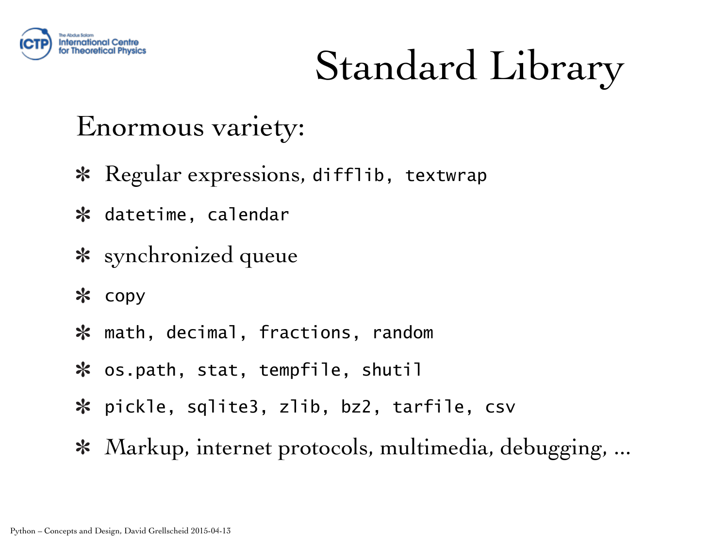# Standard Library

Enormous variety:

- Regular expressions, `difflib`, `textwrap`
- `datetime`, `calendar`
- synchronized queue
- `copy`
- `math`, `decimal`, `fractions`, `random`
- `os.path`, `stat`, `tempfile`, `shutil`
- `pickle`, `sqlite3`, `zlib`, `bz2`, `tarfile`, `csv`
- Markup, internet protocols, multimedia, debugging, ...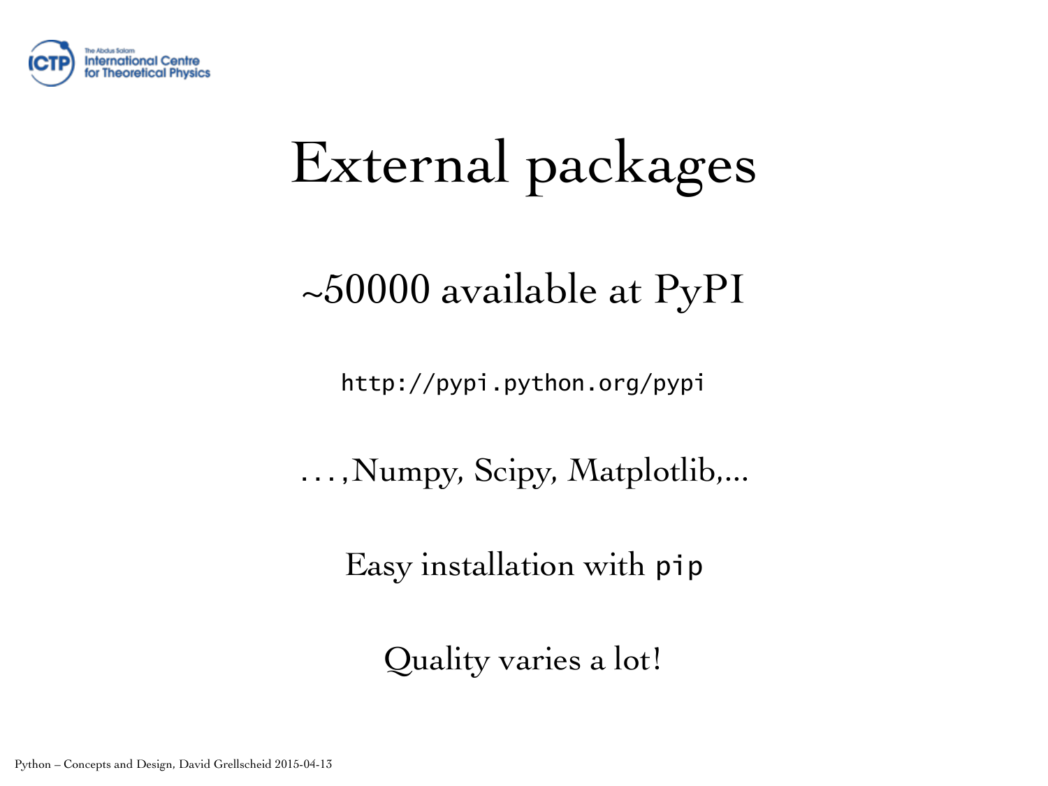# External packages

~50000 available at PyPI

`http://pypi.python.org/pypi`

. . . ,Numpy, Scipy, Matplotlib,...

Easy installation with `pip`

Quality varies a lot!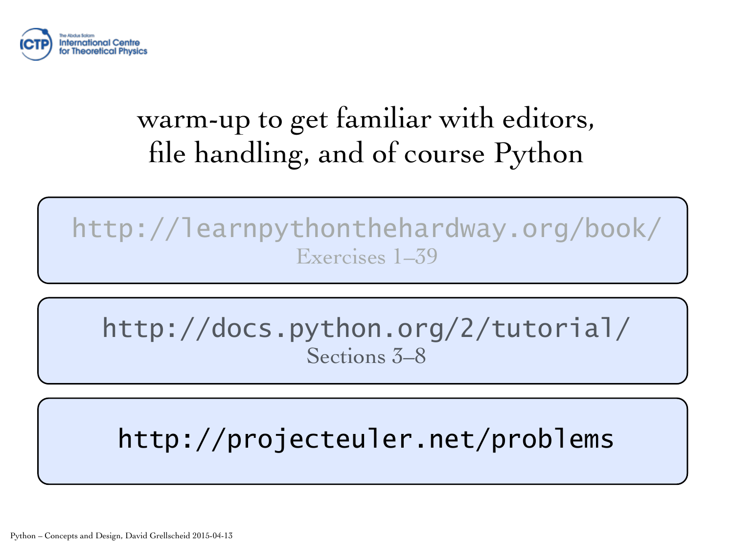# warm-up to get familiar with editors, file handling, and of course Python

`http://learnpythonthehardway.org/book/`

Exercises 1–39

`http://docs.python.org/2/tutorial/`

Sections 3–8

`http://projecteuler.net/problems`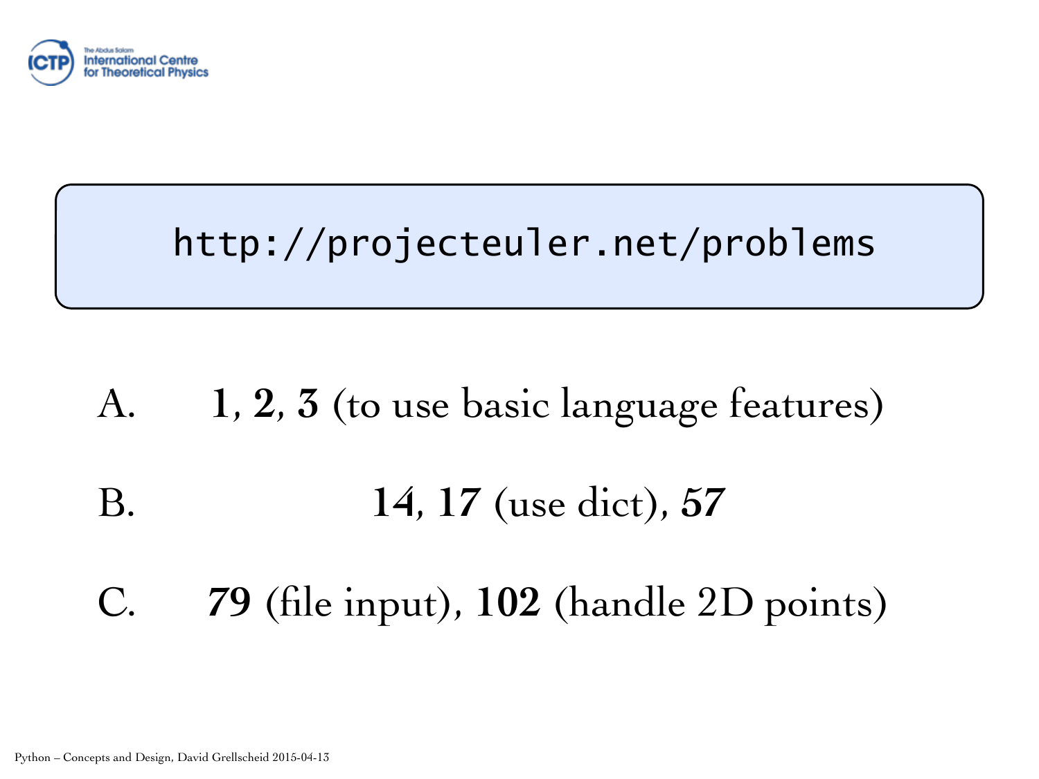```
http://projecteuler.net/problems
```

A. **1, 2, 3** (to use basic language features)

B. **14, 17** (use dict), **57**

C. **79** (file input), **102** (handle 2D points)